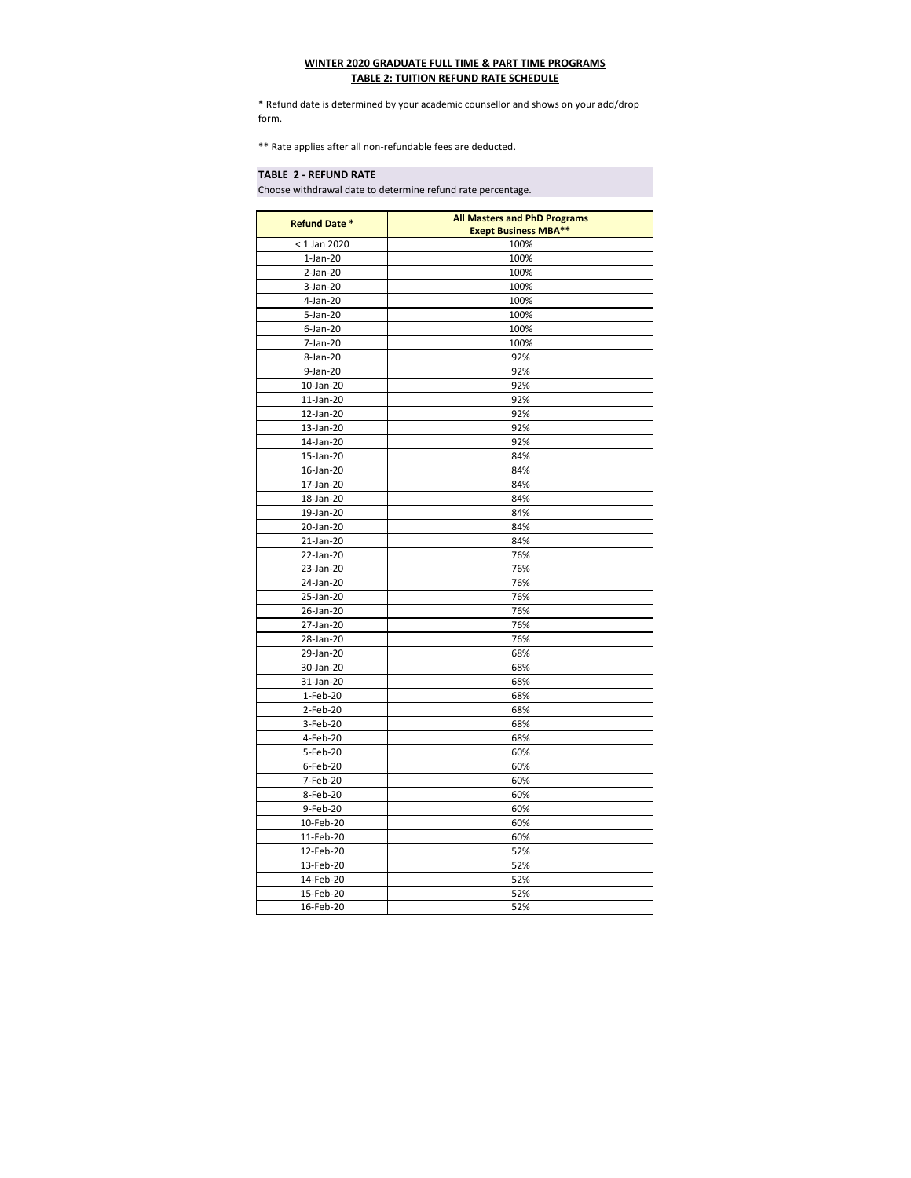**WINTER 2020 GRADUATE FULL TIME & PART TIME PROGRAMS**
**TABLE 2: TUITION REFUND RATE SCHEDULE**

* Refund date is determined by your academic counsellor and shows on your add/drop form.

** Rate applies after all non-refundable fees are deducted.

**TABLE 2 - REFUND RATE**

Choose withdrawal date to determine refund rate percentage.

| Refund Date * | All Masters and PhD Programs Exept Business MBA** |
|---|---|
| < 1 Jan 2020 | 100% |
| 1-Jan-20 | 100% |
| 2-Jan-20 | 100% |
| 3-Jan-20 | 100% |
| 4-Jan-20 | 100% |
| 5-Jan-20 | 100% |
| 6-Jan-20 | 100% |
| 7-Jan-20 | 100% |
| 8-Jan-20 | 92% |
| 9-Jan-20 | 92% |
| 10-Jan-20 | 92% |
| 11-Jan-20 | 92% |
| 12-Jan-20 | 92% |
| 13-Jan-20 | 92% |
| 14-Jan-20 | 92% |
| 15-Jan-20 | 84% |
| 16-Jan-20 | 84% |
| 17-Jan-20 | 84% |
| 18-Jan-20 | 84% |
| 19-Jan-20 | 84% |
| 20-Jan-20 | 84% |
| 21-Jan-20 | 84% |
| 22-Jan-20 | 76% |
| 23-Jan-20 | 76% |
| 24-Jan-20 | 76% |
| 25-Jan-20 | 76% |
| 26-Jan-20 | 76% |
| 27-Jan-20 | 76% |
| 28-Jan-20 | 76% |
| 29-Jan-20 | 68% |
| 30-Jan-20 | 68% |
| 31-Jan-20 | 68% |
| 1-Feb-20 | 68% |
| 2-Feb-20 | 68% |
| 3-Feb-20 | 68% |
| 4-Feb-20 | 68% |
| 5-Feb-20 | 60% |
| 6-Feb-20 | 60% |
| 7-Feb-20 | 60% |
| 8-Feb-20 | 60% |
| 9-Feb-20 | 60% |
| 10-Feb-20 | 60% |
| 11-Feb-20 | 60% |
| 12-Feb-20 | 52% |
| 13-Feb-20 | 52% |
| 14-Feb-20 | 52% |
| 15-Feb-20 | 52% |
| 16-Feb-20 | 52% |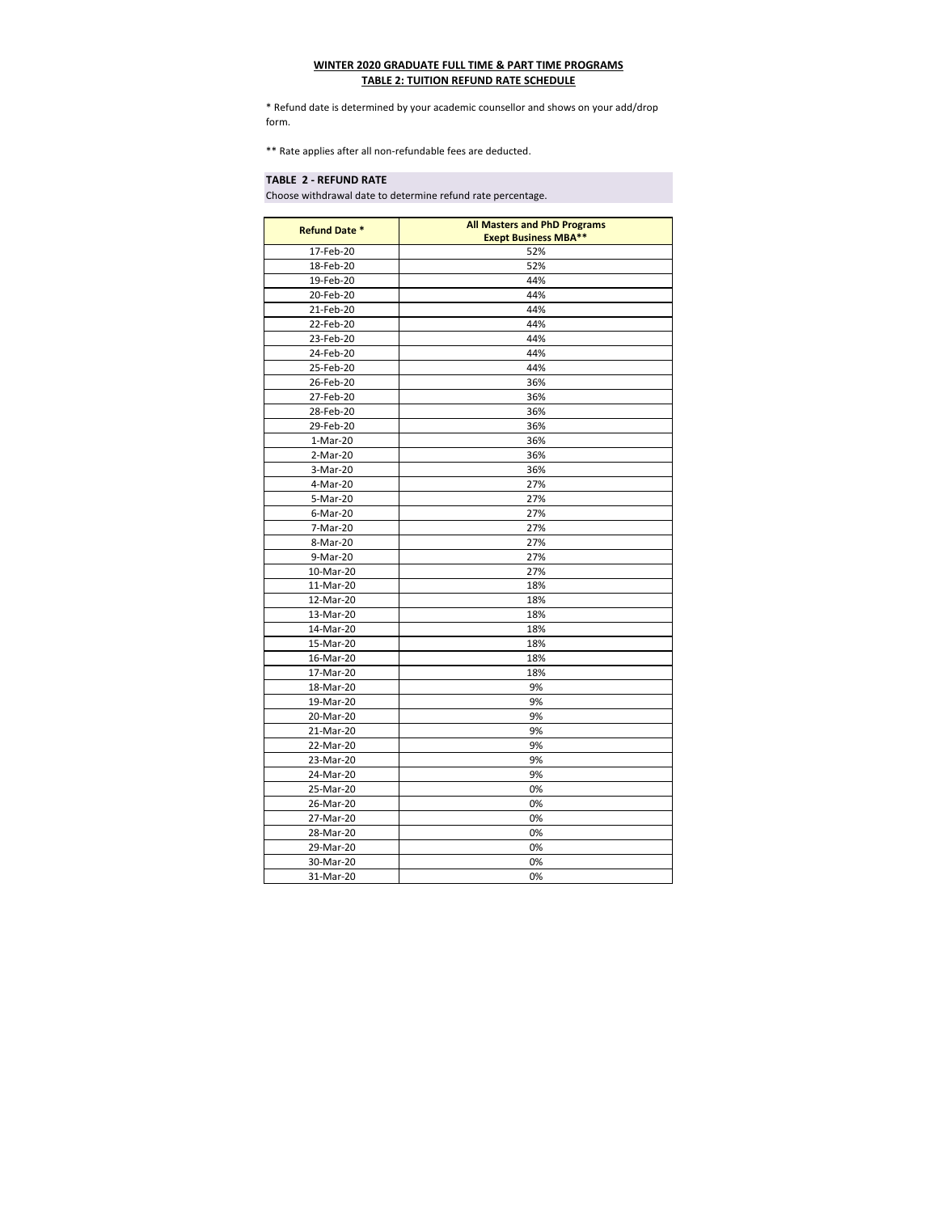**WINTER 2020 GRADUATE FULL TIME & PART TIME PROGRAMS**
**TABLE 2: TUITION REFUND RATE SCHEDULE**

* Refund date is determined by your academic counsellor and shows on your add/drop form.

** Rate applies after all non-refundable fees are deducted.

**TABLE 2 - REFUND RATE**
Choose withdrawal date to determine refund rate percentage.

| Refund Date * | All Masters and PhD Programs Exept Business MBA** |
|---|---|
| 17-Feb-20 | 52% |
| 18-Feb-20 | 52% |
| 19-Feb-20 | 44% |
| 20-Feb-20 | 44% |
| 21-Feb-20 | 44% |
| 22-Feb-20 | 44% |
| 23-Feb-20 | 44% |
| 24-Feb-20 | 44% |
| 25-Feb-20 | 44% |
| 26-Feb-20 | 36% |
| 27-Feb-20 | 36% |
| 28-Feb-20 | 36% |
| 29-Feb-20 | 36% |
| 1-Mar-20 | 36% |
| 2-Mar-20 | 36% |
| 3-Mar-20 | 36% |
| 4-Mar-20 | 27% |
| 5-Mar-20 | 27% |
| 6-Mar-20 | 27% |
| 7-Mar-20 | 27% |
| 8-Mar-20 | 27% |
| 9-Mar-20 | 27% |
| 10-Mar-20 | 27% |
| 11-Mar-20 | 18% |
| 12-Mar-20 | 18% |
| 13-Mar-20 | 18% |
| 14-Mar-20 | 18% |
| 15-Mar-20 | 18% |
| 16-Mar-20 | 18% |
| 17-Mar-20 | 18% |
| 18-Mar-20 | 9% |
| 19-Mar-20 | 9% |
| 20-Mar-20 | 9% |
| 21-Mar-20 | 9% |
| 22-Mar-20 | 9% |
| 23-Mar-20 | 9% |
| 24-Mar-20 | 9% |
| 25-Mar-20 | 0% |
| 26-Mar-20 | 0% |
| 27-Mar-20 | 0% |
| 28-Mar-20 | 0% |
| 29-Mar-20 | 0% |
| 30-Mar-20 | 0% |
| 31-Mar-20 | 0% |